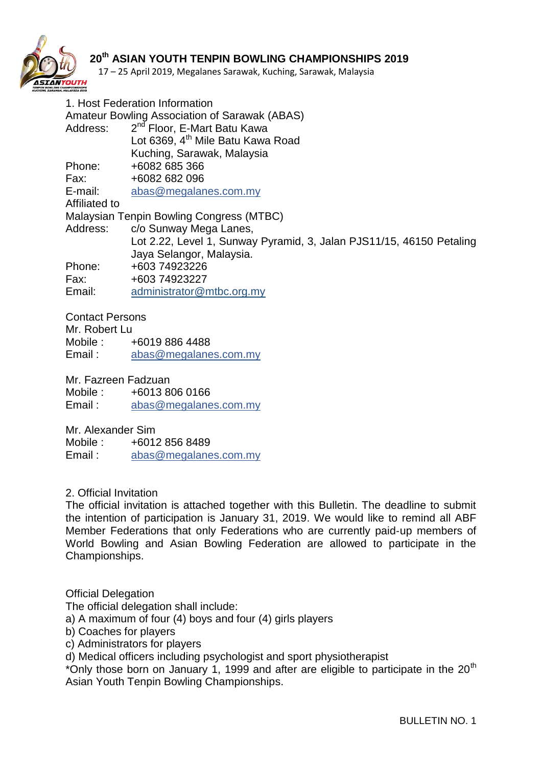# 20th ASIAN YOUTH TENPIN BOWLING CHAMPIONSHIPS 2019

17 – 25 April 2019, Megalanes Sarawak, Kuching, Sarawak, Malaysia

## 1. Host Federation Information

Amateur Bowling Association of Sarawak (ABAS)

Address: 2nd Floor, E-Mart Batu Kawa
Lot 6369, 4th Mile Batu Kawa Road
Kuching, Sarawak, Malaysia

Phone: +6082 685 366
Fax: +6082 682 096
E-mail: abas@megalanes.com.my

Affiliated to

Malaysian Tenpin Bowling Congress (MTBC)

Address: c/o Sunway Mega Lanes,
Lot 2.22, Level 1, Sunway Pyramid, 3, Jalan PJS11/15, 46150 Petaling Jaya Selangor, Malaysia.

Phone: +603 74923226
Fax: +603 74923227
Email: administrator@mtbc.org.my

Contact Persons

Mr. Robert Lu
Mobile : +6019 886 4488
Email : abas@megalanes.com.my

Mr. Fazreen Fadzuan
Mobile : +6013 806 0166
Email : abas@megalanes.com.my

Mr. Alexander Sim
Mobile : +6012 856 8489
Email : abas@megalanes.com.my

## 2. Official Invitation

The official invitation is attached together with this Bulletin. The deadline to submit the intention of participation is January 31, 2019. We would like to remind all ABF Member Federations that only Federations who are currently paid-up members of World Bowling and Asian Bowling Federation are allowed to participate in the Championships.

Official Delegation

The official delegation shall include:

a) A maximum of four (4) boys and four (4) girls players
b) Coaches for players
c) Administrators for players
d) Medical officers including psychologist and sport physiotherapist

*Only those born on January 1, 1999 and after are eligible to participate in the 20th Asian Youth Tenpin Bowling Championships.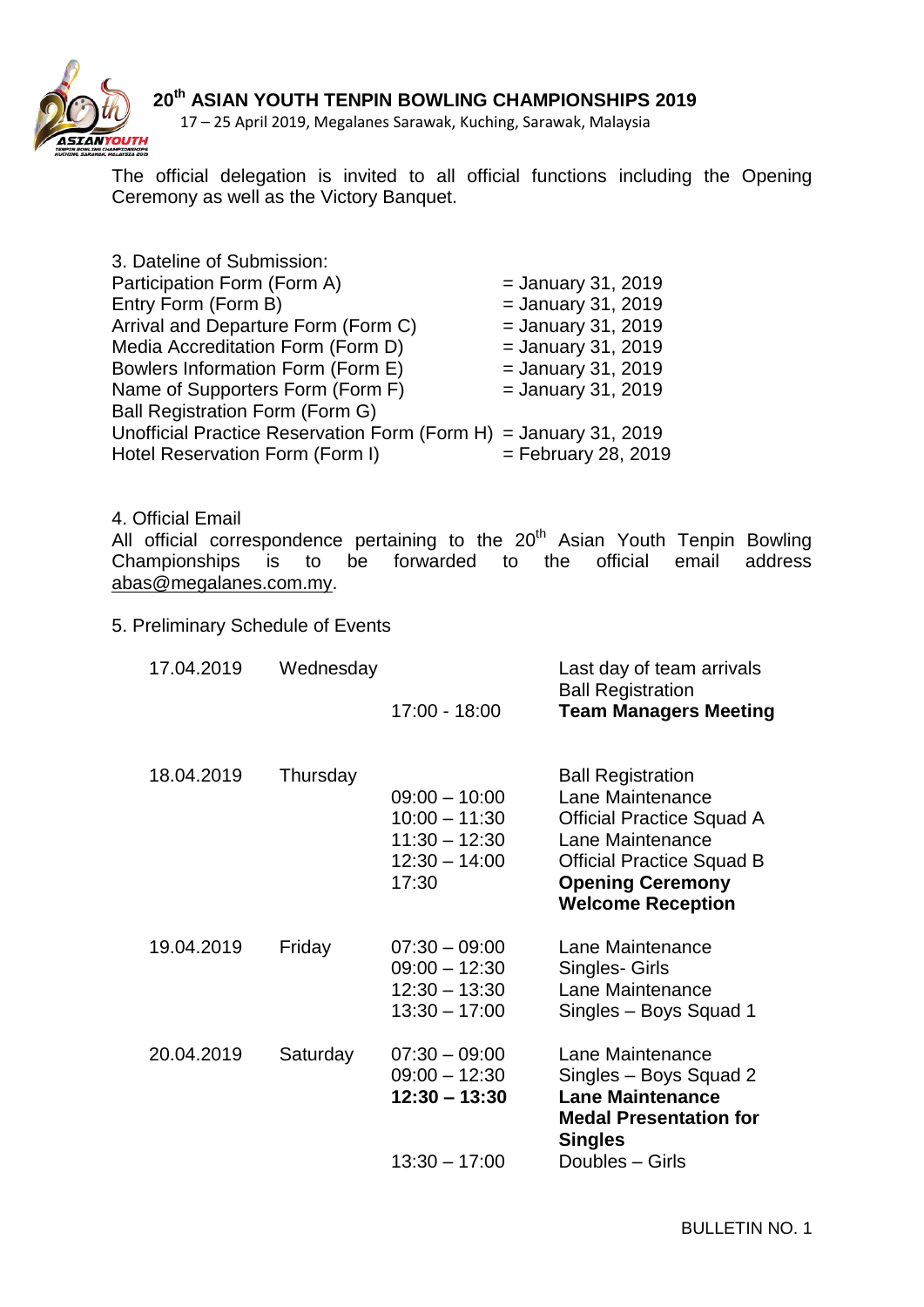The official delegation is invited to all official functions including the Opening Ceremony as well as the Victory Banquet.

3. Dateline of Submission:

| | |
|---|---|
| Participation Form (Form A) | = January 31, 2019 |
| Entry Form (Form B) | = January 31, 2019 |
| Arrival and Departure Form (Form C) | = January 31, 2019 |
| Media Accreditation Form (Form D) | = January 31, 2019 |
| Bowlers Information Form (Form E) | = January 31, 2019 |
| Name of Supporters Form (Form F) | = January 31, 2019 |
| Ball Registration Form (Form G) | |
| Unofficial Practice Reservation Form (Form H) | = January 31, 2019 |
| Hotel Reservation Form (Form I) | = February 28, 2019 |

4. Official Email

All official correspondence pertaining to the 20th Asian Youth Tenpin Bowling Championships is to be forwarded to the official email address abas@megalanes.com.my.

5. Preliminary Schedule of Events

| | | | |
|---|---|---|---|
| 17.04.2019 | Wednesday | | Last day of team arrivals |
| | | | Ball Registration |
| | | 17:00 - 18:00 | **Team Managers Meeting** |
| 18.04.2019 | Thursday | | Ball Registration |
| | | 09:00 – 10:00 | Lane Maintenance |
| | | 10:00 – 11:30 | Official Practice Squad A |
| | | 11:30 – 12:30 | Lane Maintenance |
| | | 12:30 – 14:00 | Official Practice Squad B |
| | | 17:30 | **Opening Ceremony** |
| | | | **Welcome Reception** |
| 19.04.2019 | Friday | 07:30 – 09:00 | Lane Maintenance |
| | | 09:00 – 12:30 | Singles- Girls |
| | | 12:30 – 13:30 | Lane Maintenance |
| | | 13:30 – 17:00 | Singles – Boys Squad 1 |
| 20.04.2019 | Saturday | 07:30 – 09:00 | Lane Maintenance |
| | | 09:00 – 12:30 | Singles – Boys Squad 2 |
| | | **12:30 – 13:30** | **Lane Maintenance** |
| | | | **Medal Presentation for Singles** |
| | | 13:30 – 17:00 | Doubles – Girls |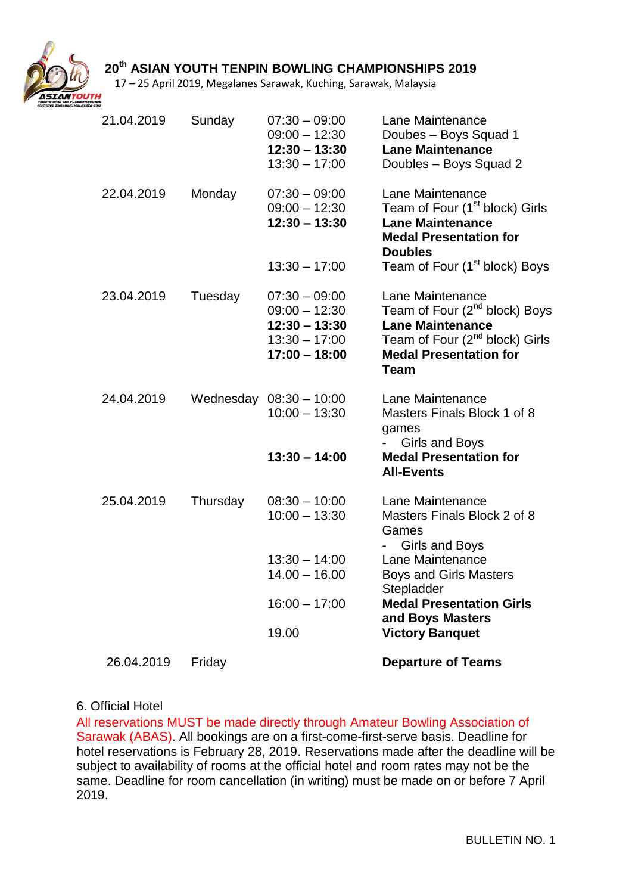**20th ASIAN YOUTH TENPIN BOWLING CHAMPIONSHIPS 2019**

17 – 25 April 2019, Megalanes Sarawak, Kuching, Sarawak, Malaysia

| Date | Day | Time | Event |
|---|---|---|---|
| 21.04.2019 | Sunday | 07:30 – 09:00 | Lane Maintenance |
| | | 09:00 – 12:30 | Doubes – Boys Squad 1 |
| | | **12:30 – 13:30** | **Lane Maintenance** |
| | | 13:30 – 17:00 | Doubles – Boys Squad 2 |
| 22.04.2019 | Monday | 07:30 – 09:00 | Lane Maintenance |
| | | 09:00 – 12:30 | Team of Four (1st block) Girls |
| | | **12:30 – 13:30** | **Lane Maintenance** **Medal Presentation for Doubles** |
| | | 13:30 – 17:00 | Team of Four (1st block) Boys |
| 23.04.2019 | Tuesday | 07:30 – 09:00 | Lane Maintenance |
| | | 09:00 – 12:30 | Team of Four (2nd block) Boys |
| | | **12:30 – 13:30** | **Lane Maintenance** |
| | | 13:30 – 17:00 | Team of Four (2nd block) Girls |
| | | **17:00 – 18:00** | **Medal Presentation for Team** |
| 24.04.2019 | Wednesday | 08:30 – 10:00 | Lane Maintenance |
| | | 10:00 – 13:30 | Masters Finals Block 1 of 8 games - Girls and Boys |
| | | **13:30 – 14:00** | **Medal Presentation for All-Events** |
| 25.04.2019 | Thursday | 08:30 – 10:00 | Lane Maintenance |
| | | 10:00 – 13:30 | Masters Finals Block 2 of 8 Games - Girls and Boys |
| | | 13:30 – 14:00 | Lane Maintenance |
| | | 14.00 – 16.00 | Boys and Girls Masters Stepladder |
| | | 16:00 – 17:00 | **Medal Presentation Girls and Boys Masters** |
| | | 19.00 | **Victory Banquet** |
| 26.04.2019 | Friday | | **Departure of Teams** |

6. Official Hotel

All reservations MUST be made directly through Amateur Bowling Association of Sarawak (ABAS). All bookings are on a first-come-first-serve basis. Deadline for hotel reservations is February 28, 2019. Reservations made after the deadline will be subject to availability of rooms at the official hotel and room rates may not be the same. Deadline for room cancellation (in writing) must be made on or before 7 April 2019.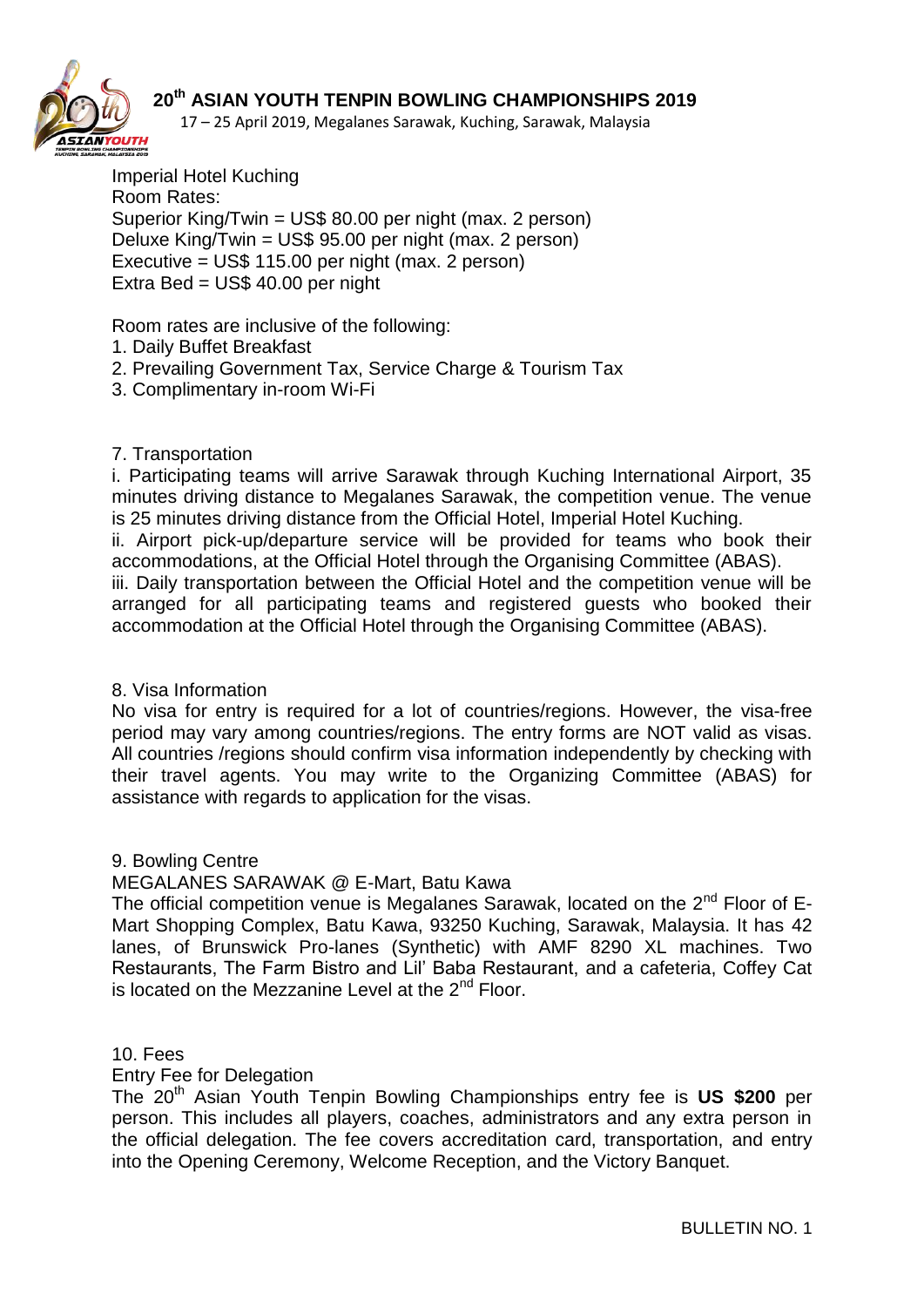Imperial Hotel Kuching
Room Rates:
Superior King/Twin = US$ 80.00 per night (max. 2 person)
Deluxe King/Twin = US$ 95.00 per night (max. 2 person)
Executive = US$ 115.00 per night (max. 2 person)
Extra Bed = US$ 40.00 per night

Room rates are inclusive of the following:

1. Daily Buffet Breakfast
2. Prevailing Government Tax, Service Charge & Tourism Tax
3. Complimentary in-room Wi-Fi

## 7. Transportation

i. Participating teams will arrive Sarawak through Kuching International Airport, 35 minutes driving distance to Megalanes Sarawak, the competition venue. The venue is 25 minutes driving distance from the Official Hotel, Imperial Hotel Kuching.

ii. Airport pick-up/departure service will be provided for teams who book their accommodations, at the Official Hotel through the Organising Committee (ABAS).

iii. Daily transportation between the Official Hotel and the competition venue will be arranged for all participating teams and registered guests who booked their accommodation at the Official Hotel through the Organising Committee (ABAS).

## 8. Visa Information

No visa for entry is required for a lot of countries/regions. However, the visa-free period may vary among countries/regions. The entry forms are NOT valid as visas. All countries /regions should confirm visa information independently by checking with their travel agents. You may write to the Organizing Committee (ABAS) for assistance with regards to application for the visas.

## 9. Bowling Centre

MEGALANES SARAWAK @ E-Mart, Batu Kawa

The official competition venue is Megalanes Sarawak, located on the 2nd Floor of E-Mart Shopping Complex, Batu Kawa, 93250 Kuching, Sarawak, Malaysia. It has 42 lanes, of Brunswick Pro-lanes (Synthetic) with AMF 8290 XL machines. Two Restaurants, The Farm Bistro and Lil' Baba Restaurant, and a cafeteria, Coffey Cat is located on the Mezzanine Level at the 2nd Floor.

## 10. Fees

Entry Fee for Delegation

The 20th Asian Youth Tenpin Bowling Championships entry fee is **US $200** per person. This includes all players, coaches, administrators and any extra person in the official delegation. The fee covers accreditation card, transportation, and entry into the Opening Ceremony, Welcome Reception, and the Victory Banquet.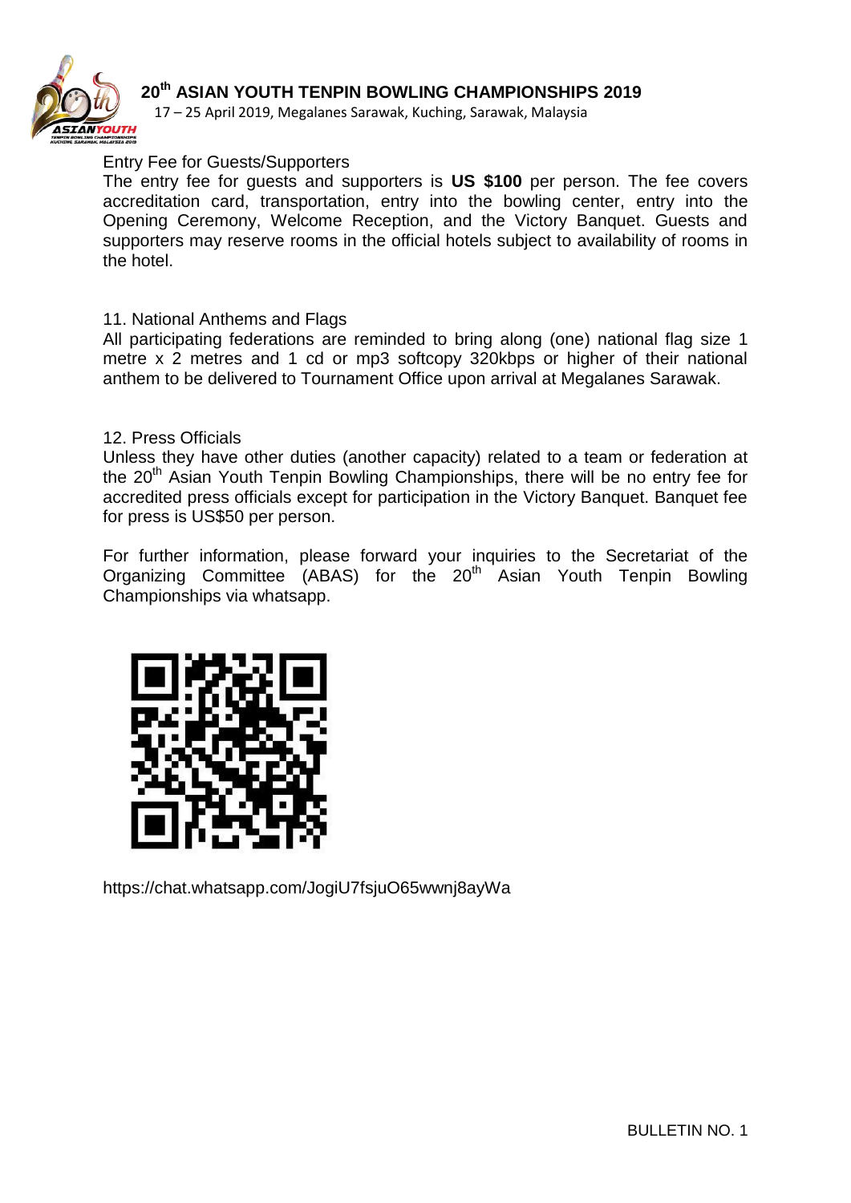Entry Fee for Guests/Supporters

The entry fee for guests and supporters is **US $100** per person. The fee covers accreditation card, transportation, entry into the bowling center, entry into the Opening Ceremony, Welcome Reception, and the Victory Banquet. Guests and supporters may reserve rooms in the official hotels subject to availability of rooms in the hotel.

11. National Anthems and Flags

All participating federations are reminded to bring along (one) national flag size 1 metre x 2 metres and 1 cd or mp3 softcopy 320kbps or higher of their national anthem to be delivered to Tournament Office upon arrival at Megalanes Sarawak.

12. Press Officials

Unless they have other duties (another capacity) related to a team or federation at the 20th Asian Youth Tenpin Bowling Championships, there will be no entry fee for accredited press officials except for participation in the Victory Banquet. Banquet fee for press is US$50 per person.

For further information, please forward your inquiries to the Secretariat of the Organizing Committee (ABAS) for the 20th Asian Youth Tenpin Bowling Championships via whatsapp.

https://chat.whatsapp.com/JogiU7fsjuO65wwnj8ayWa